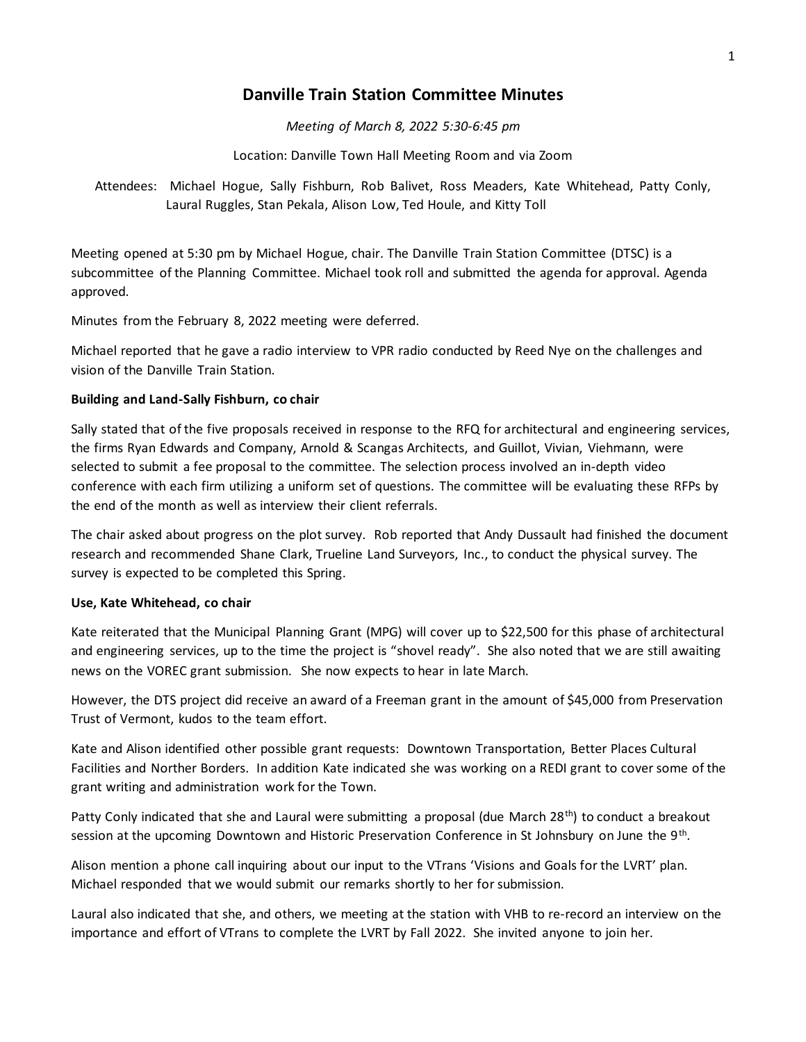# Danville Train Station Committee Minutes

*Meeting of March 8, 2022 5:30-6:45 pm*

Location: Danville Town Hall Meeting Room and via Zoom

Attendees: Michael Hogue, Sally Fishburn, Rob Balivet, Ross Meaders, Kate Whitehead, Patty Conly, Laural Ruggles, Stan Pekala, Alison Low, Ted Houle, and Kitty Toll

Meeting opened at 5:30 pm by Michael Hogue, chair. The Danville Train Station Committee (DTSC) is a subcommittee of the Planning Committee. Michael took roll and submitted the agenda for approval. Agenda approved.

Minutes from the February 8, 2022 meeting were deferred.

Michael reported that he gave a radio interview to VPR radio conducted by Reed Nye on the challenges and vision of the Danville Train Station.

**Building and Land-Sally Fishburn, co chair**

Sally stated that of the five proposals received in response to the RFQ for architectural and engineering services, the firms Ryan Edwards and Company, Arnold & Scangas Architects, and Guillot, Vivian, Viehmann, were selected to submit a fee proposal to the committee. The selection process involved an in-depth video conference with each firm utilizing a uniform set of questions. The committee will be evaluating these RFPs by the end of the month as well as interview their client referrals.

The chair asked about progress on the plot survey. Rob reported that Andy Dussault had finished the document research and recommended Shane Clark, Trueline Land Surveyors, Inc., to conduct the physical survey. The survey is expected to be completed this Spring.

**Use, Kate Whitehead, co chair**

Kate reiterated that the Municipal Planning Grant (MPG) will cover up to $22,500 for this phase of architectural and engineering services, up to the time the project is "shovel ready". She also noted that we are still awaiting news on the VOREC grant submission. She now expects to hear in late March.

However, the DTS project did receive an award of a Freeman grant in the amount of $45,000 from Preservation Trust of Vermont, kudos to the team effort.

Kate and Alison identified other possible grant requests: Downtown Transportation, Better Places Cultural Facilities and Norther Borders. In addition Kate indicated she was working on a REDI grant to cover some of the grant writing and administration work for the Town.

Patty Conly indicated that she and Laural were submitting a proposal (due March 28th) to conduct a breakout session at the upcoming Downtown and Historic Preservation Conference in St Johnsbury on June the 9th.

Alison mention a phone call inquiring about our input to the VTrans 'Visions and Goals for the LVRT' plan. Michael responded that we would submit our remarks shortly to her for submission.

Laural also indicated that she, and others, we meeting at the station with VHB to re-record an interview on the importance and effort of VTrans to complete the LVRT by Fall 2022. She invited anyone to join her.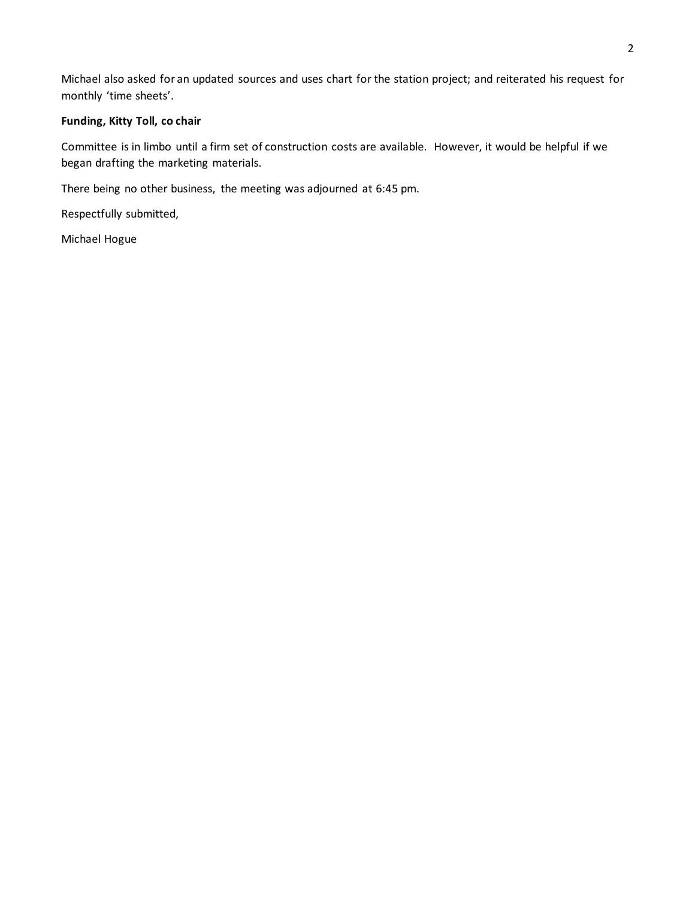Michael also asked for an updated sources and uses chart for the station project; and reiterated his request for monthly 'time sheets'.

**Funding, Kitty Toll, co chair**

Committee is in limbo until a firm set of construction costs are available. However, it would be helpful if we began drafting the marketing materials.

There being no other business, the meeting was adjourned at 6:45 pm.

Respectfully submitted,

Michael Hogue